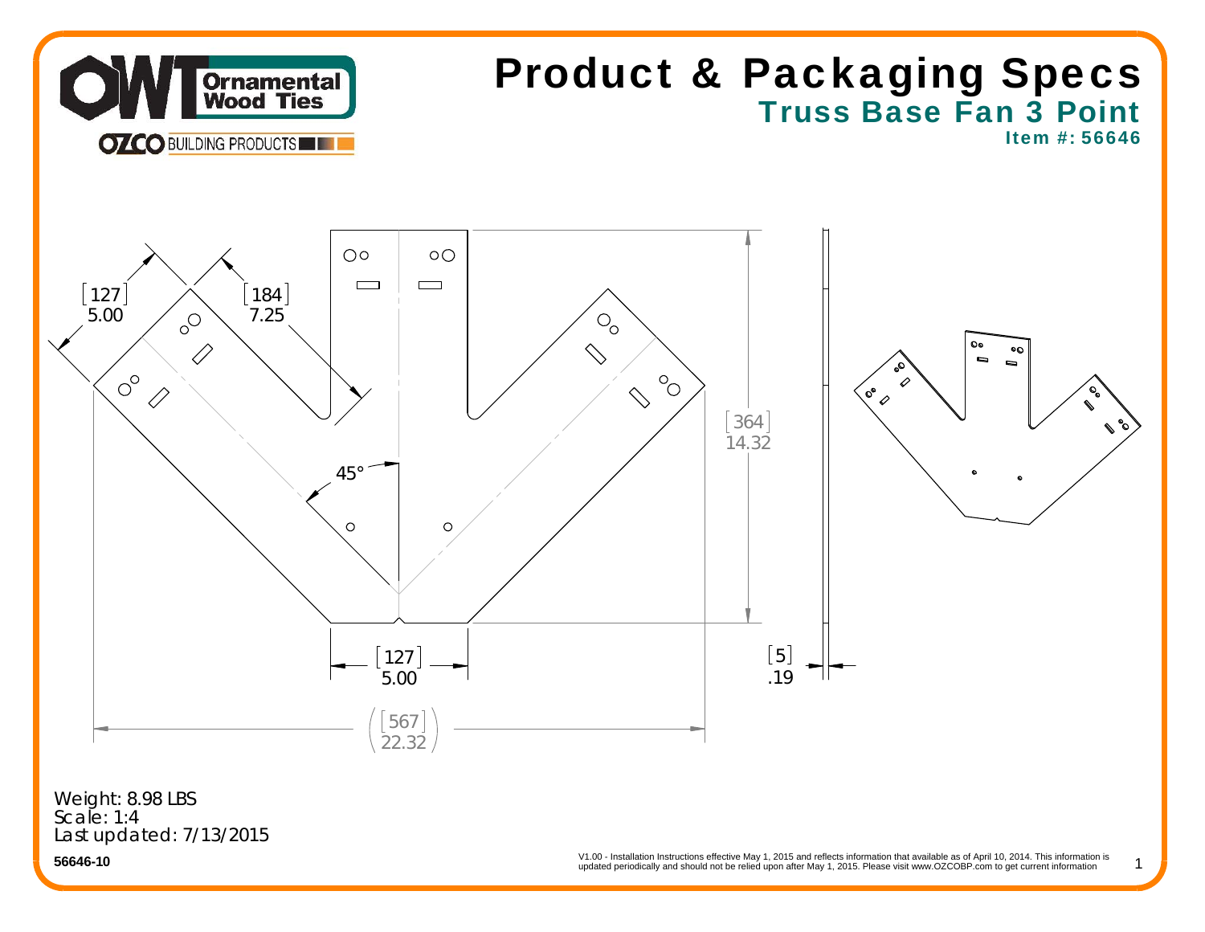# Product & Packaging Specs

## Truss Base Fan 3 Point

**Item #: 56646**

[127]
5.00

[184]
7.25

45°

[364]
14.32

[127]
5.00

[5]
.19

([567]
22.32)

Weight: 8.98 LBS
Scale: 1:4
Last updated: 7/13/2015

**56646-10**

V1.00 - Installation Instructions effective May 1, 2015 and reflects information that available as of April 10, 2014. This information is updated periodically and should not be relied upon after May 1, 2015. Please visit www.OZCOBP.com to get current information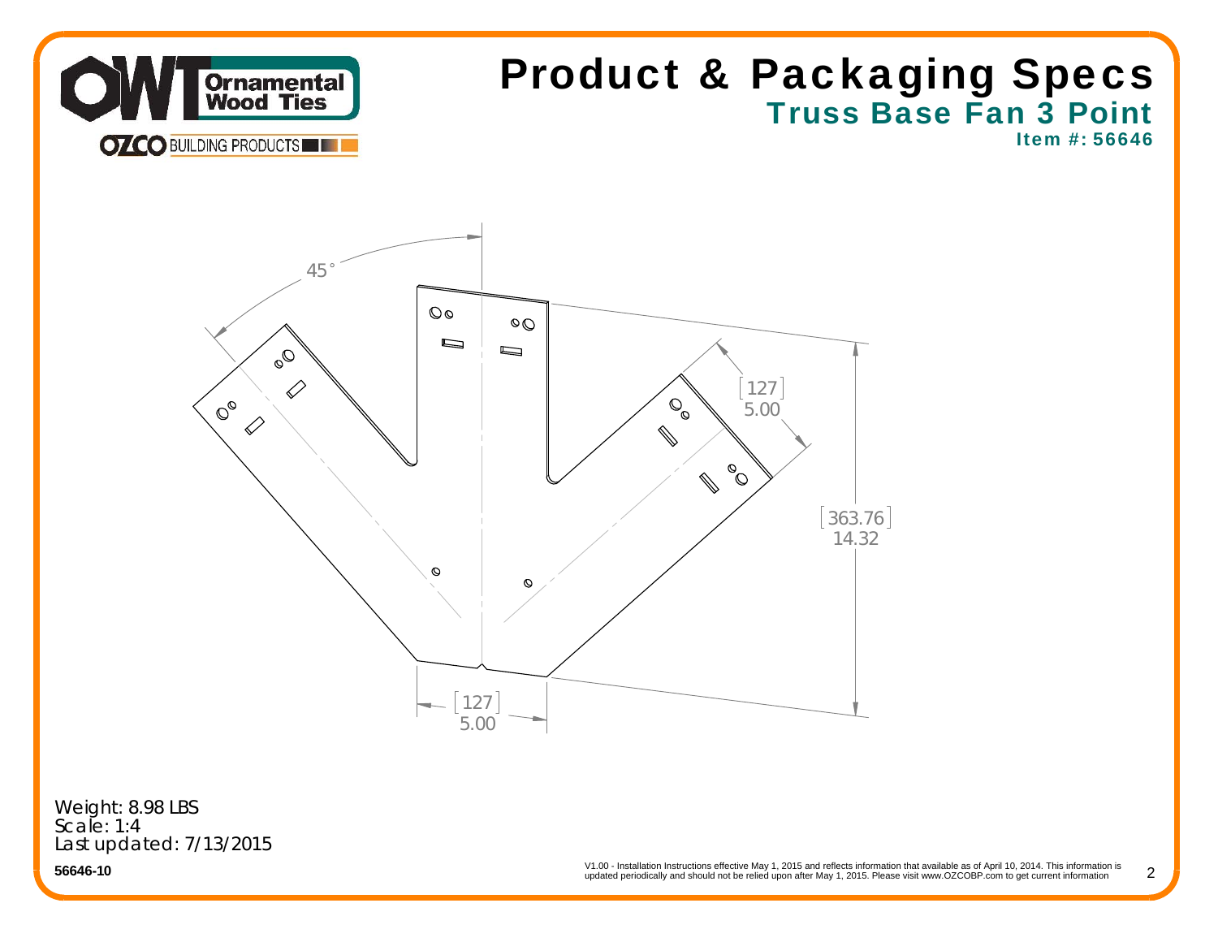# Product & Packaging Specs

## Truss Base Fan 3 Point

**Item #: 56646**

45°

[127]
5.00

[363.76]
14.32

[127]
5.00

Weight: 8.98 LBS
Scale: 1:4
Last updated: 7/13/2015

**56646-10**

V1.00 - Installation Instructions effective May 1, 2015 and reflects information that available as of April 10, 2014. This information is updated periodically and should not be relied upon after May 1, 2015. Please visit www.OZCOBP.com to get current information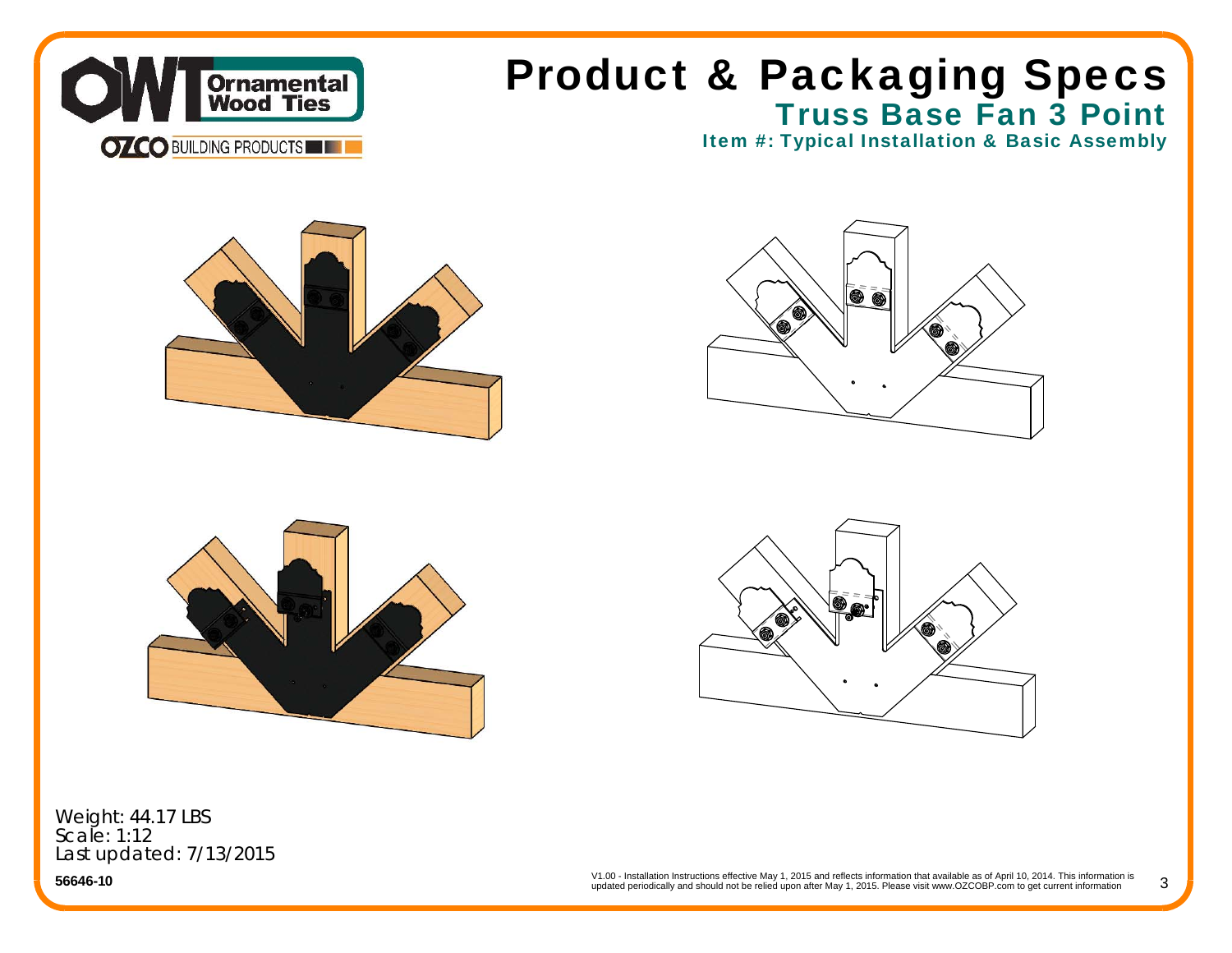# Product & Packaging Specs

## Truss Base Fan 3 Point

### Item #: Typical Installation & Basic Assembly

Weight: 44.17 LBS
Scale: 1:12
Last updated: 7/13/2015

**56646-10**

V1.00 - Installation Instructions effective May 1, 2015 and reflects information that available as of April 10, 2014. This information is updated periodically and should not be relied upon after May 1, 2015. Please visit www.OZCOBP.com to get current information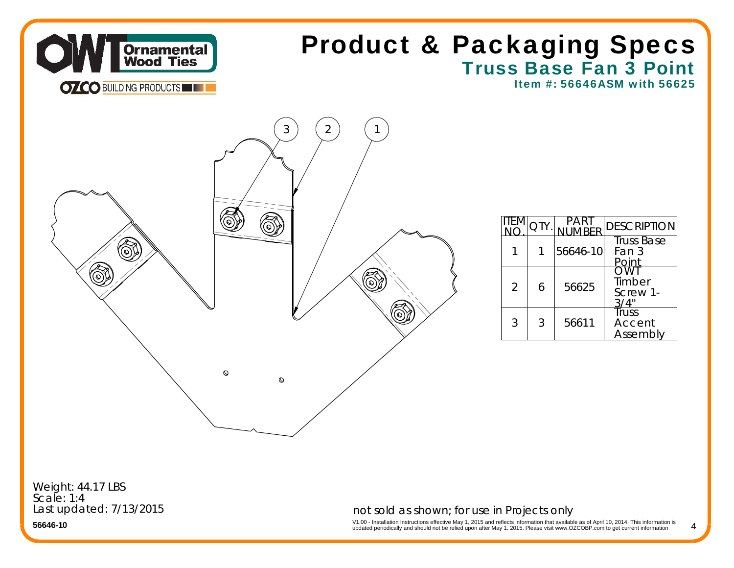# Product & Packaging Specs

## Truss Base Fan 3 Point

### Item #: 56646ASM with 56625

| ITEM NO. | QTY. | PART NUMBER | DESCRIPTION |
|---|---|---|---|
| 1 | 1 | 56646-10 | Truss Base Fan 3 Point |
| 2 | 6 | 56625 | OWT Timber Screw 1-3/4" |
| 3 | 3 | 56611 | Truss Accent Assembly |

Weight: 44.17 LBS
Scale: 1:4
Last updated: 7/13/2015

56646-10

not sold as shown; for use in Projects only

V1.00 - Installation Instructions effective May 1, 2015 and reflects information that available as of April 10, 2014. This information is updated periodically and should not be relied upon after May 1, 2015. Please visit www.OZCOBP.com to get current information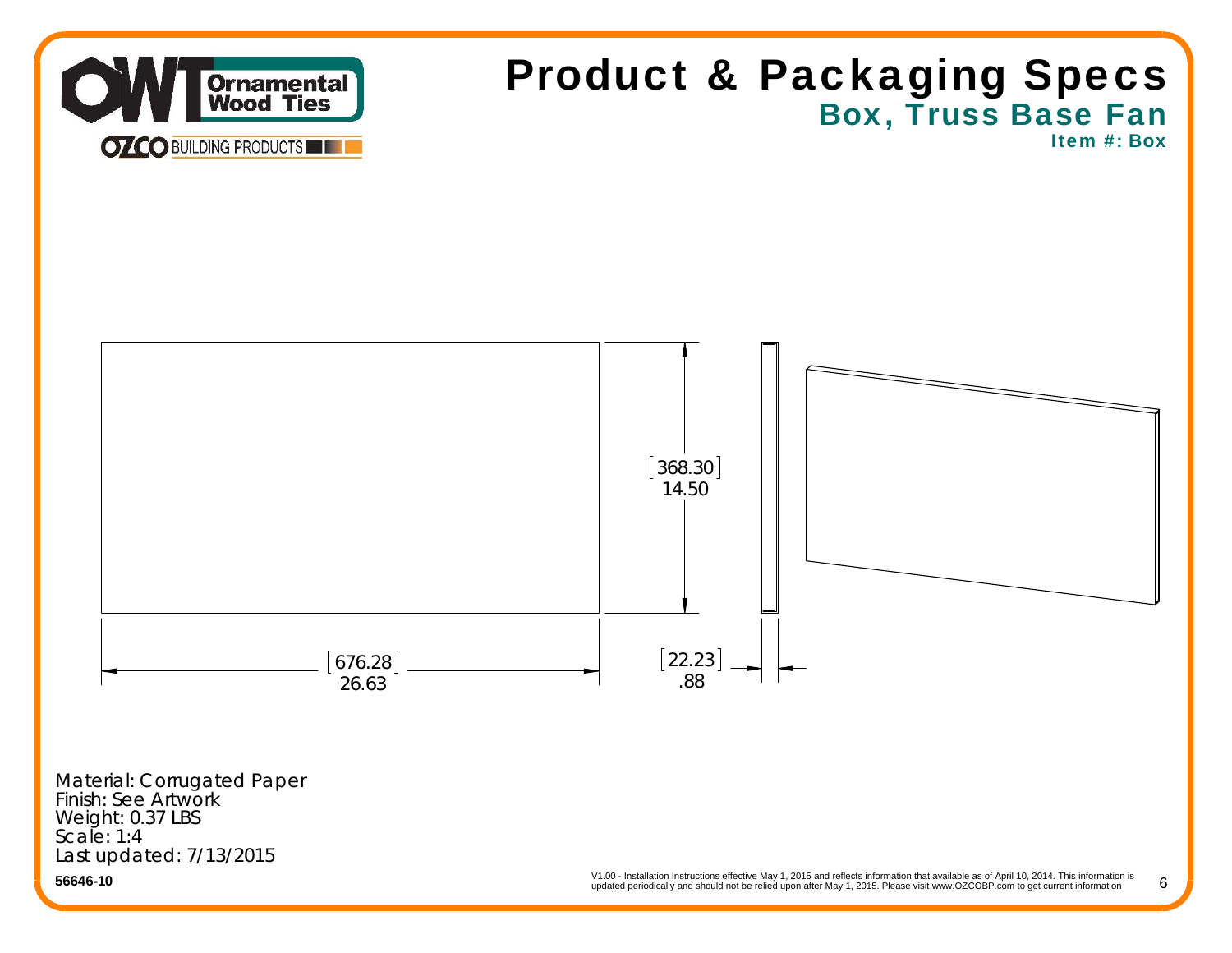# Product & Packaging Specs

## Box, Truss Base Fan

### Item #: Box

[368.30]
14.50

[676.28]
26.63

[22.23]
.88

Material: Corrugated Paper
Finish: See Artwork
Weight: 0.37 LBS
Scale: 1:4
Last updated: 7/13/2015

**56646-10**

V1.00 - Installation Instructions effective May 1, 2015 and reflects information that available as of April 10, 2014. This information is updated periodically and should not be relied upon after May 1, 2015. Please visit www.OZCOBP.com to get current information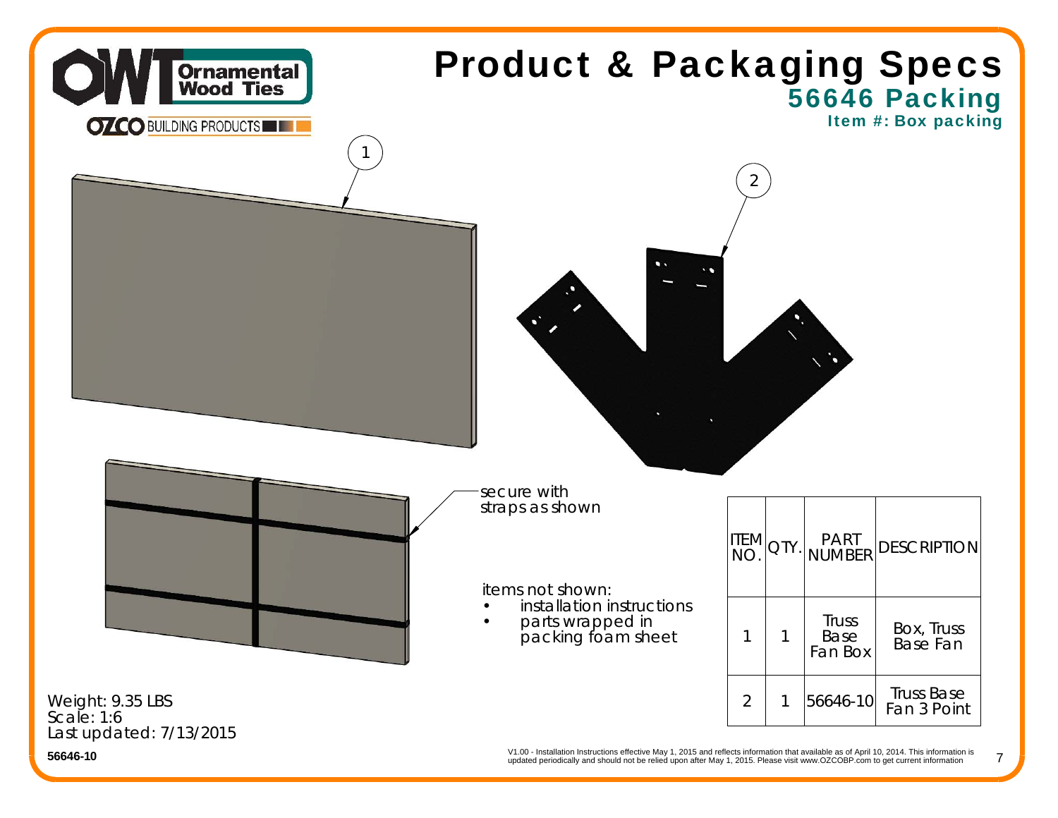# Product & Packaging Specs

## 56646 Packing

### Item #: Box packing

1

2

secure with straps as shown

items not shown:

- installation instructions
- parts wrapped in packing foam sheet

| ITEM NO. | QTY. | PART NUMBER | DESCRIPTION |
|---|---|---|---|
| 1 | 1 | Truss Base Fan Box | Box, Truss Base Fan |
| 2 | 1 | 56646-10 | Truss Base Fan 3 Point |

Weight: 9.35 LBS
Scale: 1:6
Last updated: 7/13/2015

56646-10

V1.00 - Installation Instructions effective May 1, 2015 and reflects information that available as of April 10, 2014. This information is updated periodically and should not be relied upon after May 1, 2015. Please visit www.OZCOBP.com to get current information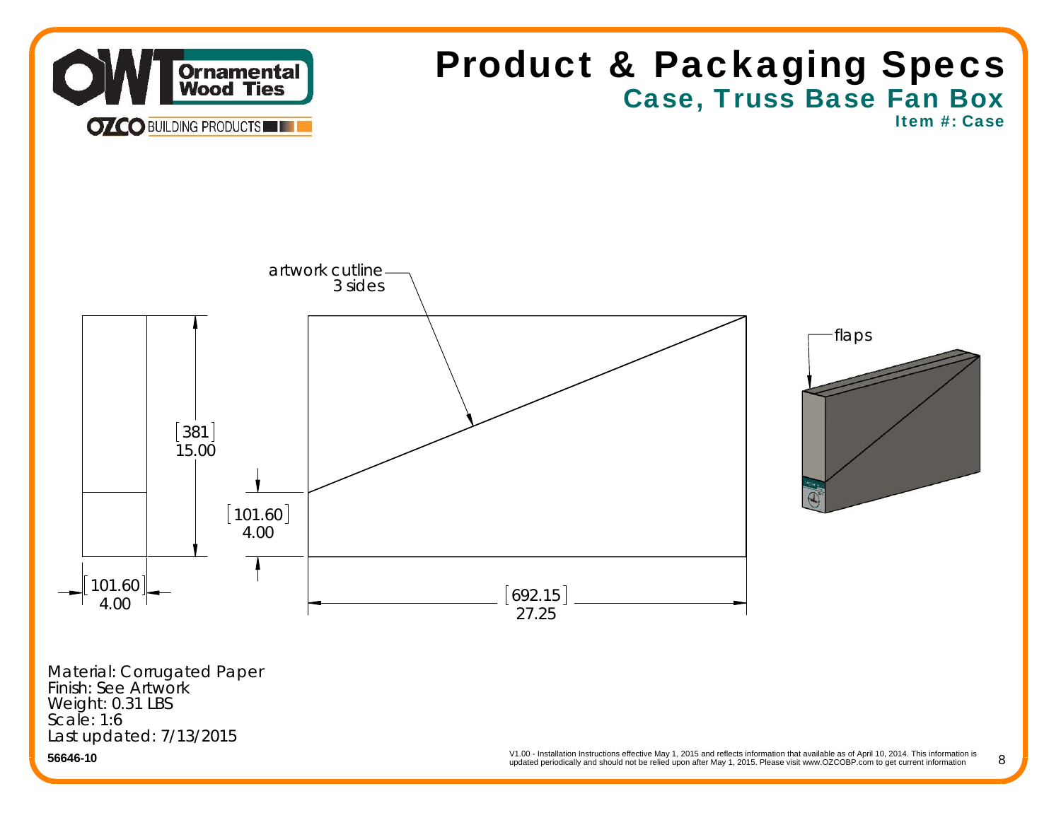# Product & Packaging Specs

## Case, Truss Base Fan Box

### Item #: Case

artwork cutline
3 sides

flaps

[381]
15.00

[101.60]
4.00

[101.60]
4.00

[692.15]
27.25

Material: Corrugated Paper
Finish: See Artwork
Weight: 0.31 LBS
Scale: 1:6
Last updated: 7/13/2015

**56646-10**

V1.00 - Installation Instructions effective May 1, 2015 and reflects information that available as of April 10, 2014. This information is updated periodically and should not be relied upon after May 1, 2015. Please visit www.OZCOBP.com to get current information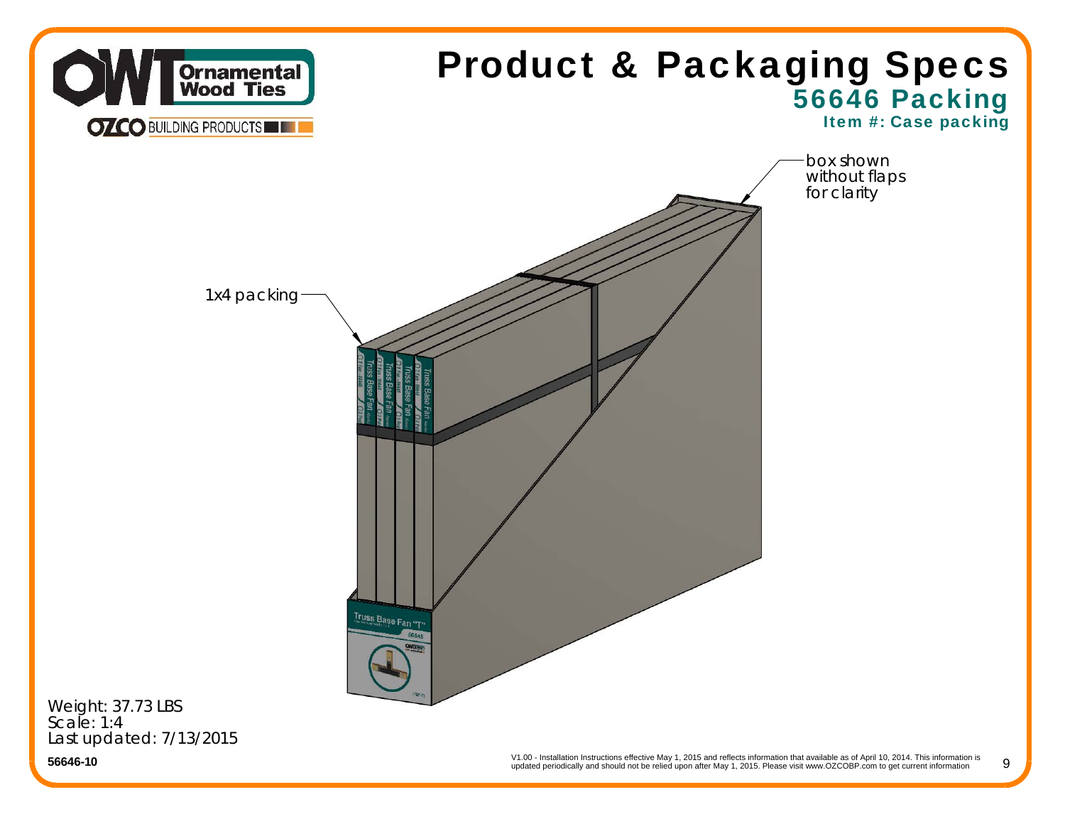# Product & Packaging Specs

## 56646 Packing

### Item #: Case packing

box shown without flaps for clarity

1x4 packing

Weight: 37.73 LBS
Scale: 1:4
Last updated: 7/13/2015

**56646-10**

V1.00 - Installation Instructions effective May 1, 2015 and reflects information that available as of April 10, 2014. This information is updated periodically and should not be relied upon after May 1, 2015. Please visit www.OZCOBP.com to get current information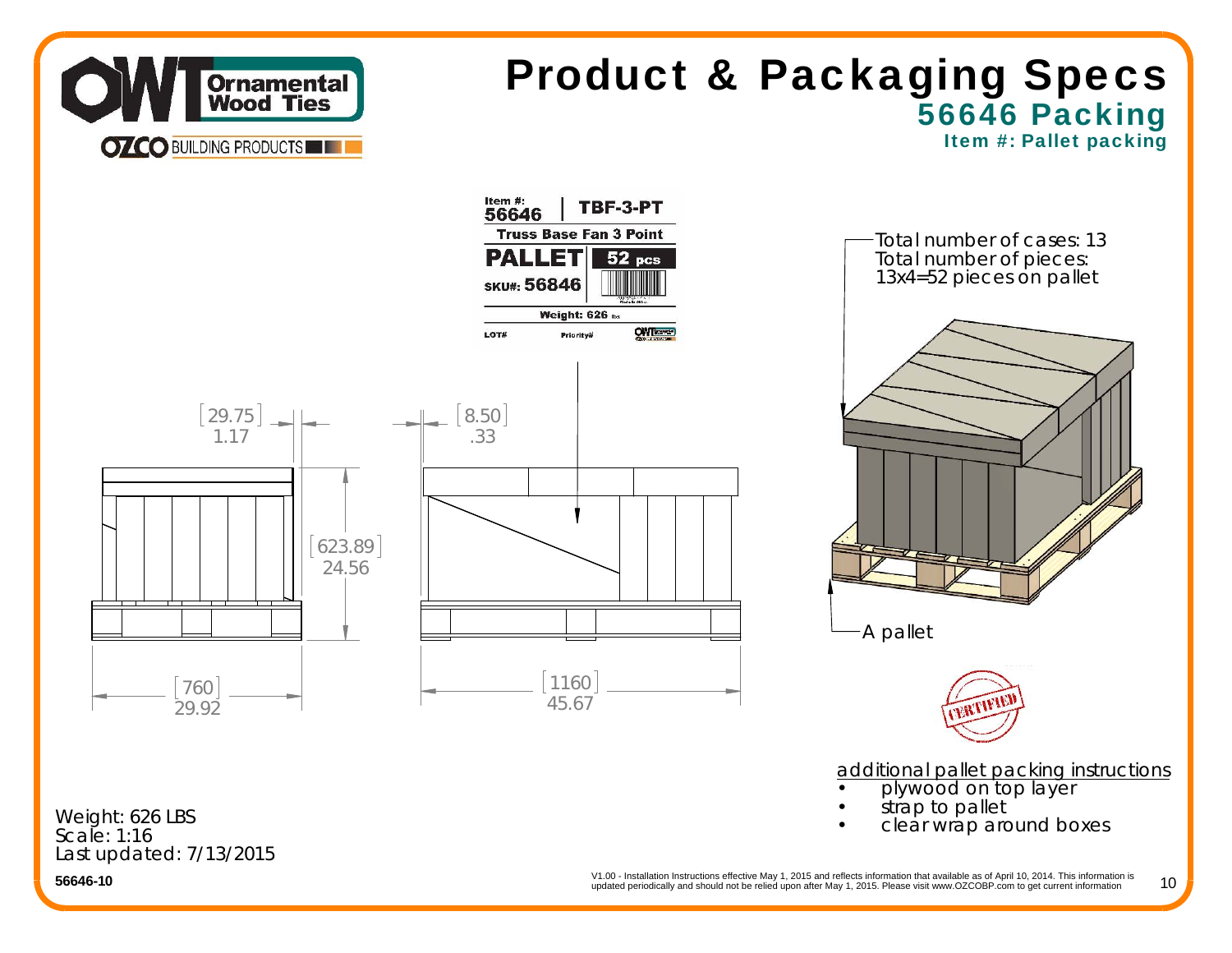# Product & Packaging Specs

## 56646 Packing

### Item #: Pallet packing

Item #: 56646 | TBF-3-PT

Truss Base Fan 3 Point

PALLET | 52 pcs

SKU#: 56846

Weight: 626 lbs

LOT# Priority#

Total number of cases: 13
Total number of pieces:
13x4=52 pieces on pallet

A pallet

[29.75]
1.17

[8.50]
.33

[623.89]
24.56

[760]
29.92

[1160]
45.67

CERTIFIED

additional pallet packing instructions

- plywood on top layer
- strap to pallet
- clear wrap around boxes

Weight: 626 LBS
Scale: 1:16
Last updated: 7/13/2015

56646-10

V1.00 - Installation Instructions effective May 1, 2015 and reflects information that available as of April 10, 2014. This information is updated periodically and should not be relied upon after May 1, 2015. Please visit www.OZCOBP.com to get current information